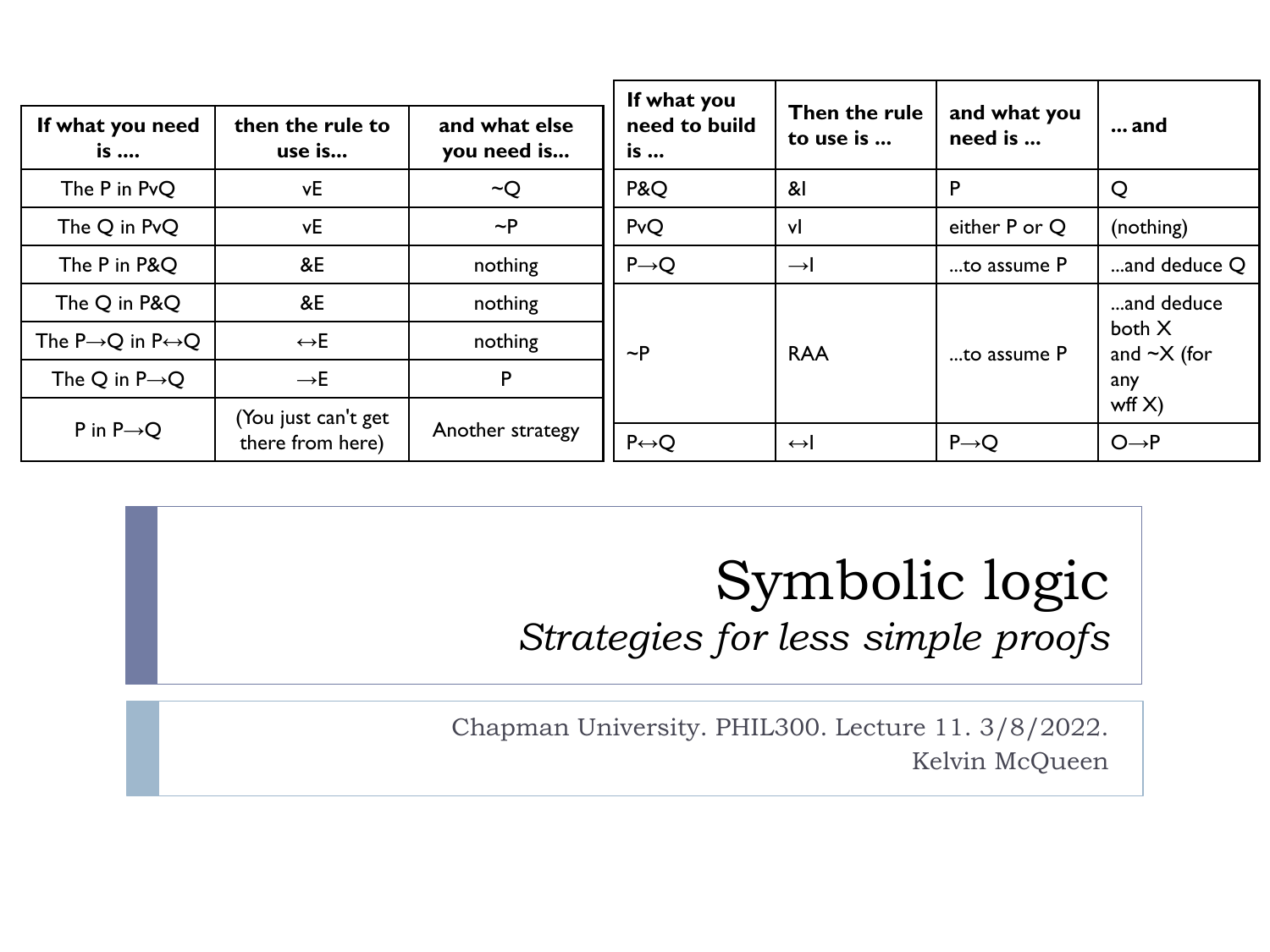| If what you need is …. | then the rule to use is… | and what else you need is… |
|---|---|---|
| The P in PvQ | vE | ~Q |
| The Q in PvQ | vE | ~P |
| The P in P&Q | &E | nothing |
| The Q in P&Q | &E | nothing |
| The P→Q in P↔Q | ↔E | nothing |
| The Q in P→Q | →E | P |
| P in P→Q | (You just can't get there from here) | Another strategy |

| If what you need to build is … | Then the rule to use is … | and what you need is … | … and |
|---|---|---|---|
| P&Q | &I | P | Q |
| PvQ | vI | either P or Q | (nothing) |
| P→Q | →I | …to assume P | …and deduce Q |
| ~P | RAA | …to assume P | …and deduce both X and ~X (for any wff X) |
| P↔Q | ↔I | P→Q | Q→P |

# Symbolic logic

## *Strategies for less simple proofs*

Chapman University. PHIL300. Lecture 11. 3/8/2022.

Kelvin McQueen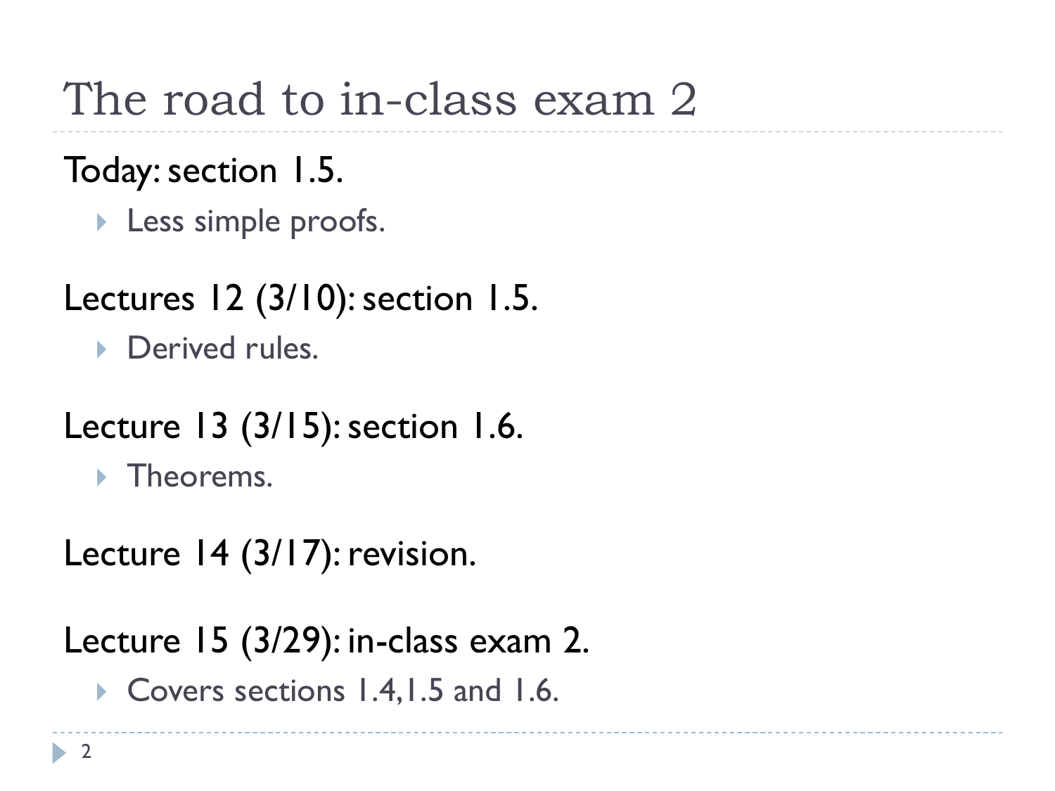# The road to in-class exam 2

Today: section 1.5.

- Less simple proofs.

Lectures 12 (3/10): section 1.5.

- Derived rules.

Lecture 13 (3/15): section 1.6.

- Theorems.

Lecture 14 (3/17): revision.

Lecture 15 (3/29): in-class exam 2.

- Covers sections 1.4,1.5 and 1.6.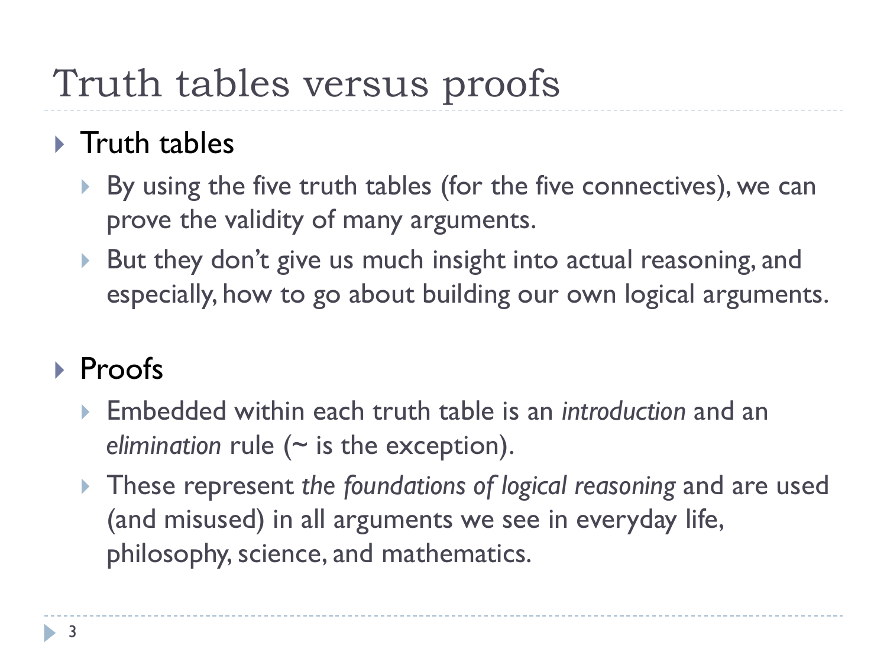# Truth tables versus proofs

- Truth tables
  - By using the five truth tables (for the five connectives), we can prove the validity of many arguments.
  - But they don't give us much insight into actual reasoning, and especially, how to go about building our own logical arguments.

- Proofs
  - Embedded within each truth table is an *introduction* and an *elimination* rule (~ is the exception).
  - These represent *the foundations of logical reasoning* and are used (and misused) in all arguments we see in everyday life, philosophy, science, and mathematics.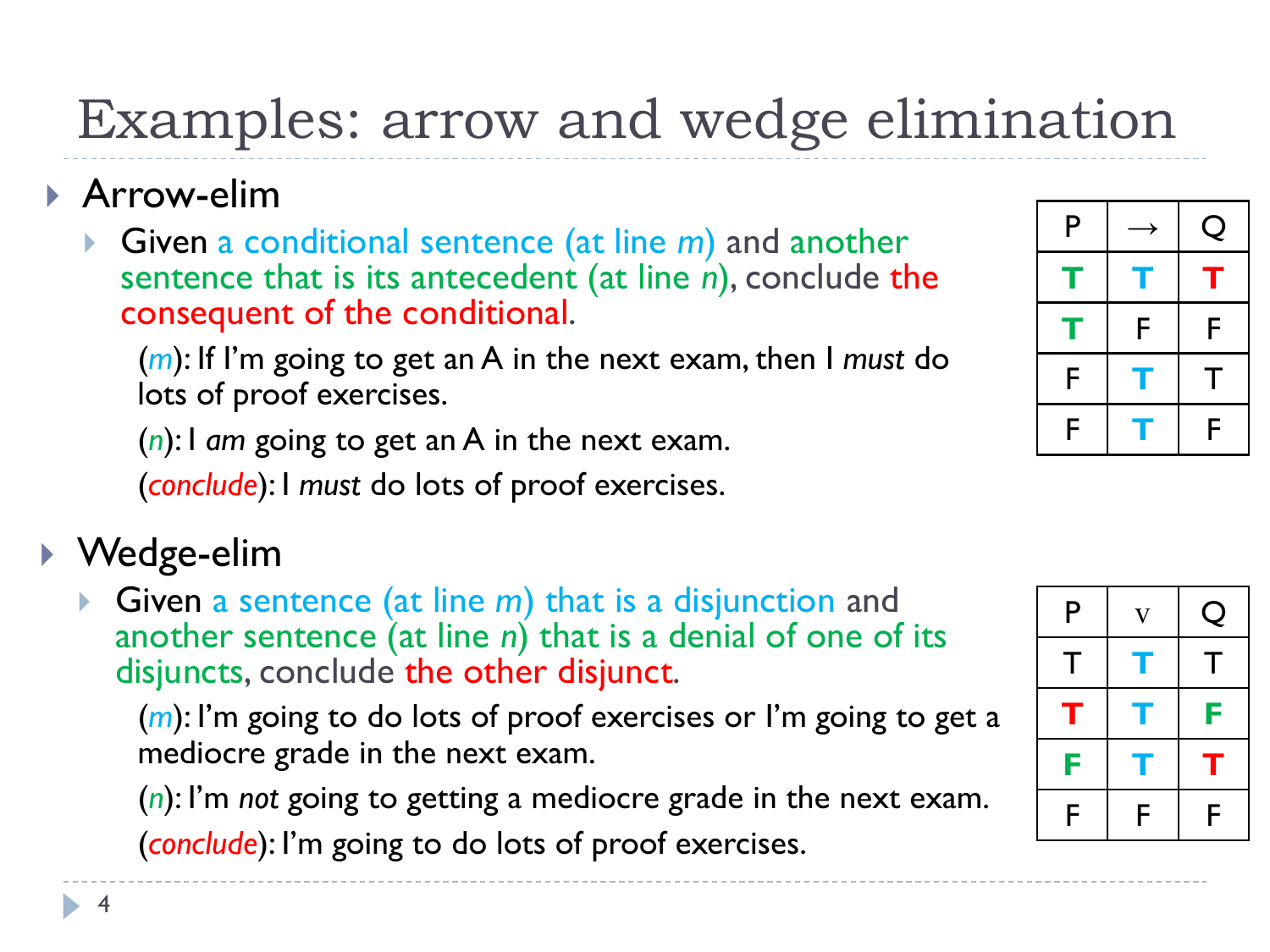# Examples: arrow and wedge elimination

- Arrow-elim
  - Given a conditional sentence (at line *m*) and another sentence that is its antecedent (at line *n*), conclude the consequent of the conditional.

    (*m*): If I'm going to get an A in the next exam, then I *must* do lots of proof exercises.

    (*n*): I *am* going to get an A in the next exam.

    (*conclude*): I *must* do lots of proof exercises.

| P | → | Q |
|---|---|---|
| T | T | T |
| T | F | F |
| F | T | T |
| F | T | F |

- Wedge-elim
  - Given a sentence (at line *m*) that is a disjunction and another sentence (at line *n*) that is a denial of one of its disjuncts, conclude the other disjunct.

    (*m*): I'm going to do lots of proof exercises or I'm going to get a mediocre grade in the next exam.

    (*n*): I'm *not* going to getting a mediocre grade in the next exam.

    (*conclude*): I'm going to do lots of proof exercises.

| P | v | Q |
|---|---|---|
| T | T | T |
| T | T | F |
| F | T | T |
| F | F | F |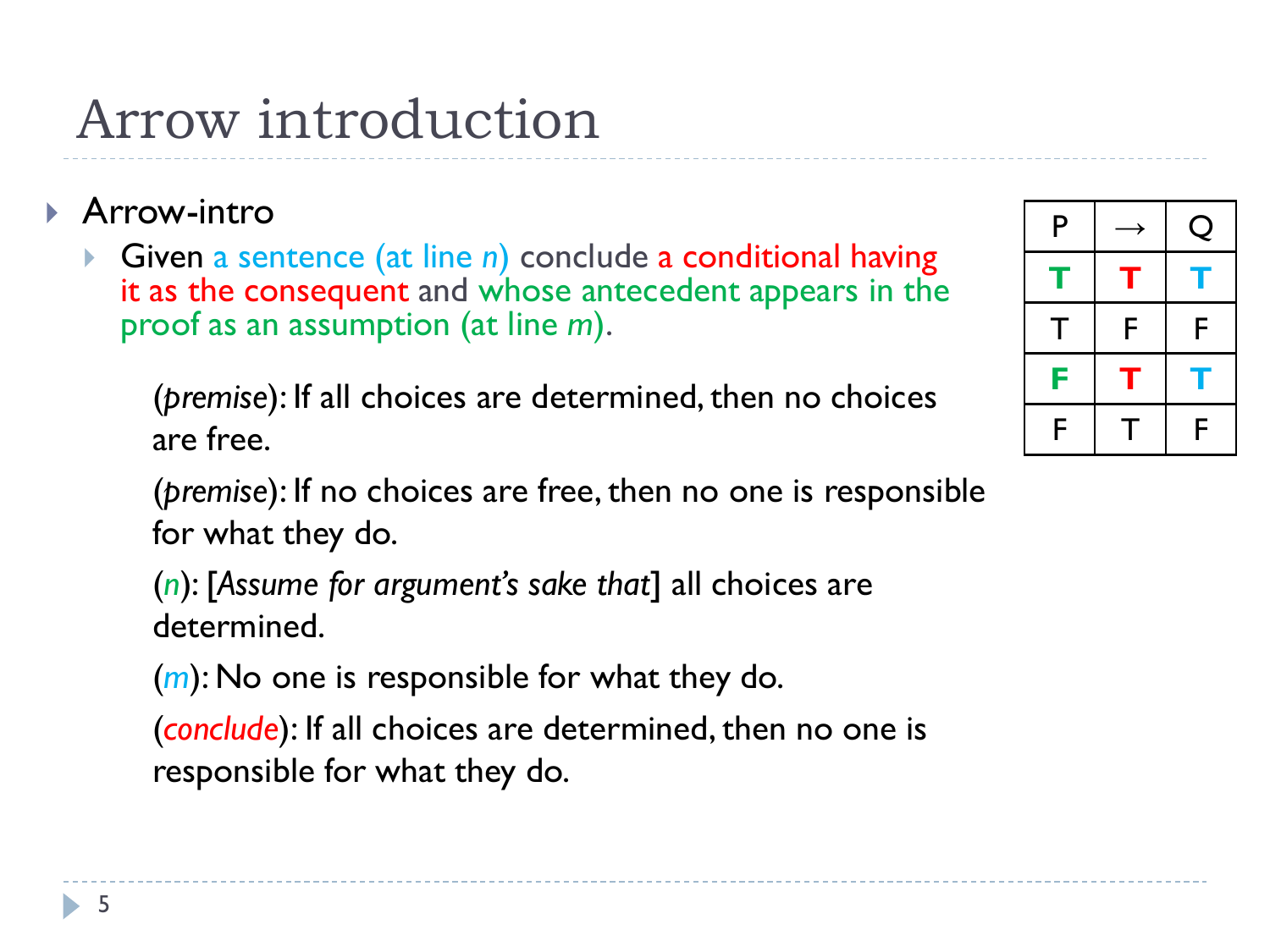# Arrow introduction

- Arrow-intro
  - Given a sentence (at line *n*) conclude a conditional having it as the consequent and whose antecedent appears in the proof as an assumption (at line *m*).

| P | → | Q |
|---|---|---|
| **T** | **T** | **T** |
| T | F | F |
| **F** | **T** | **T** |
| F | T | F |

(*premise*): If all choices are determined, then no choices are free.

(*premise*): If no choices are free, then no one is responsible for what they do.

(*n*): [*Assume for argument's sake that*] all choices are determined.

(*m*): No one is responsible for what they do.

(*conclude*): If all choices are determined, then no one is responsible for what they do.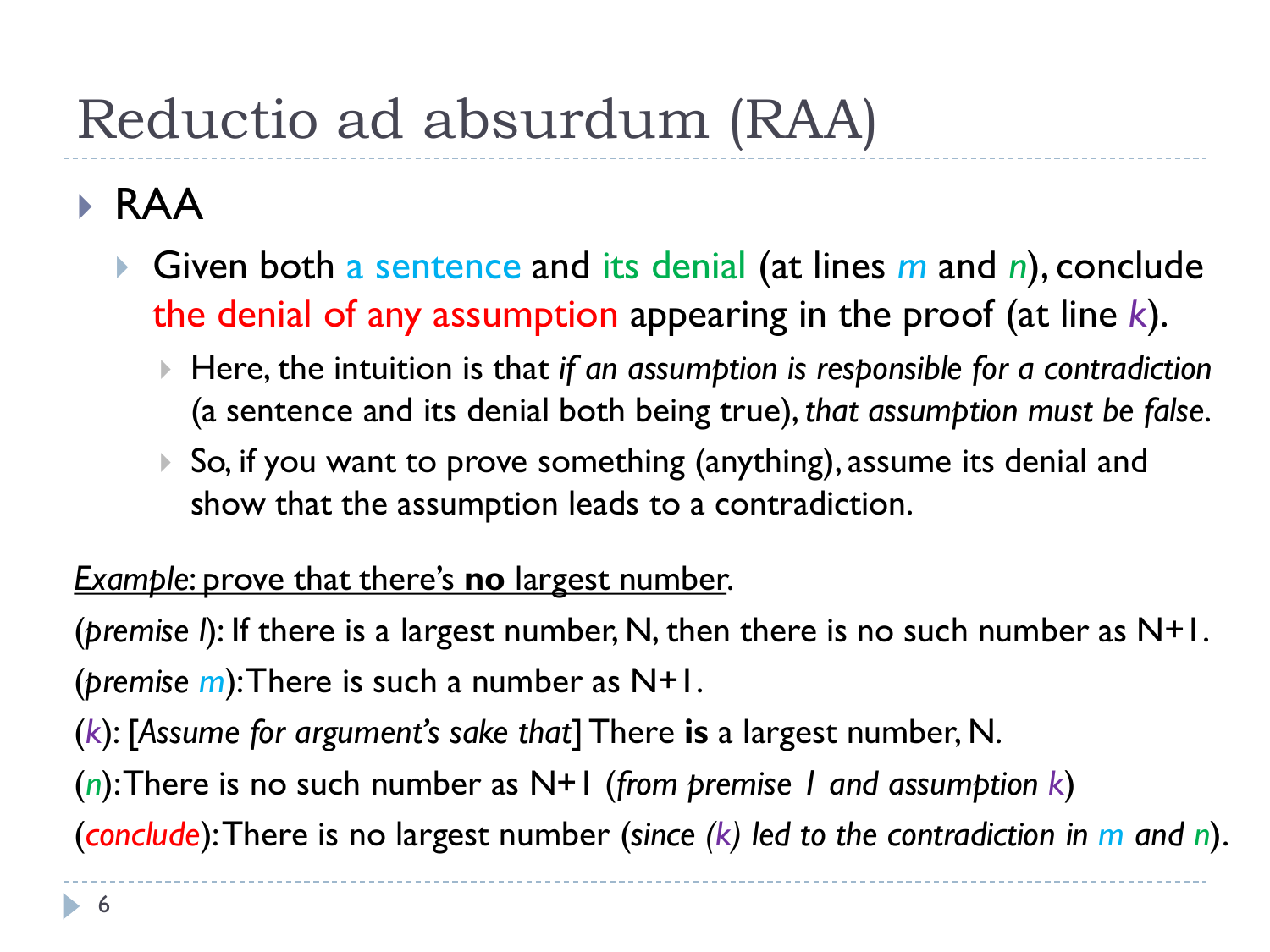# Reductio ad absurdum (RAA)

- RAA
  - Given both a sentence and its denial (at lines *m* and *n*), conclude the denial of any assumption appearing in the proof (at line *k*).
    - Here, the intuition is that *if an assumption is responsible for a contradiction* (a sentence and its denial both being true), *that assumption must be false*.
    - So, if you want to prove something (anything), assume its denial and show that the assumption leads to a contradiction.

*Example*: prove that there's **no** largest number.

(*premise l*): If there is a largest number, N, then there is no such number as N+1.

(*premise m*): There is such a number as N+1.

(*k*): [*Assume for argument's sake that*] There **is** a largest number, N.

(*n*): There is no such number as N+1 (*from premise 1 and assumption k*)

(*conclude*): There is no largest number (*since (k) led to the contradiction in m and n*).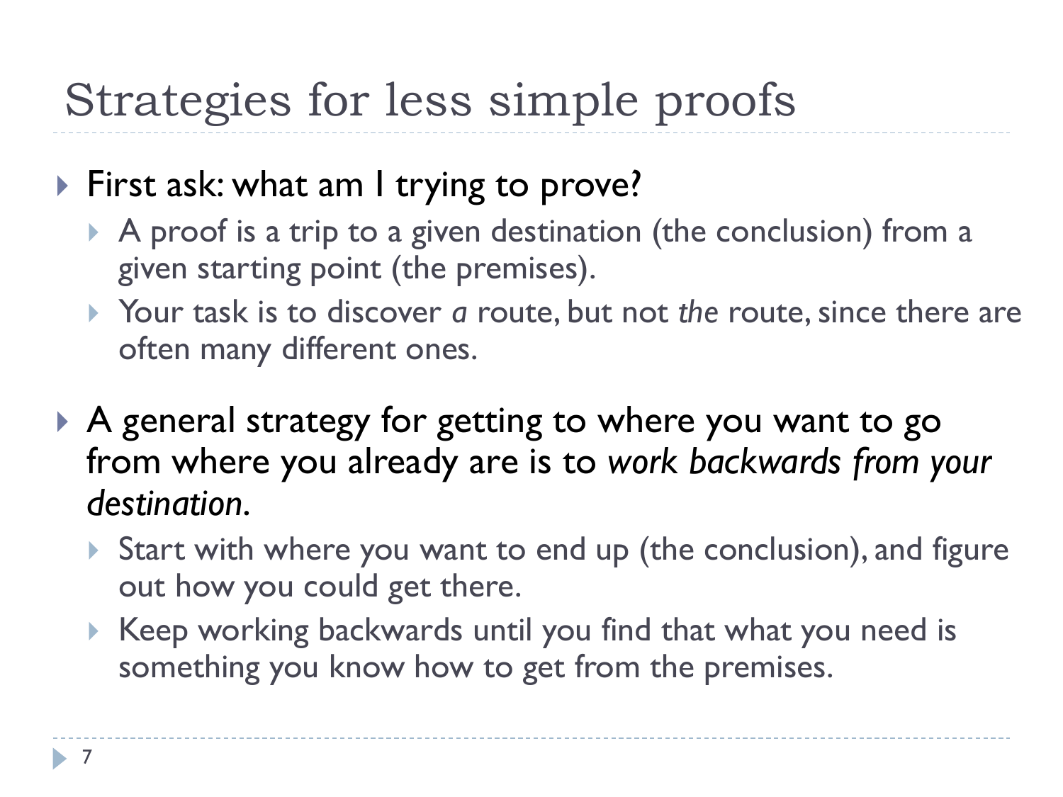# Strategies for less simple proofs

- First ask: what am I trying to prove?
  - A proof is a trip to a given destination (the conclusion) from a given starting point (the premises).
  - Your task is to discover *a* route, but not *the* route, since there are often many different ones.
- A general strategy for getting to where you want to go from where you already are is to *work backwards from your destination*.
  - Start with where you want to end up (the conclusion), and figure out how you could get there.
  - Keep working backwards until you find that what you need is something you know how to get from the premises.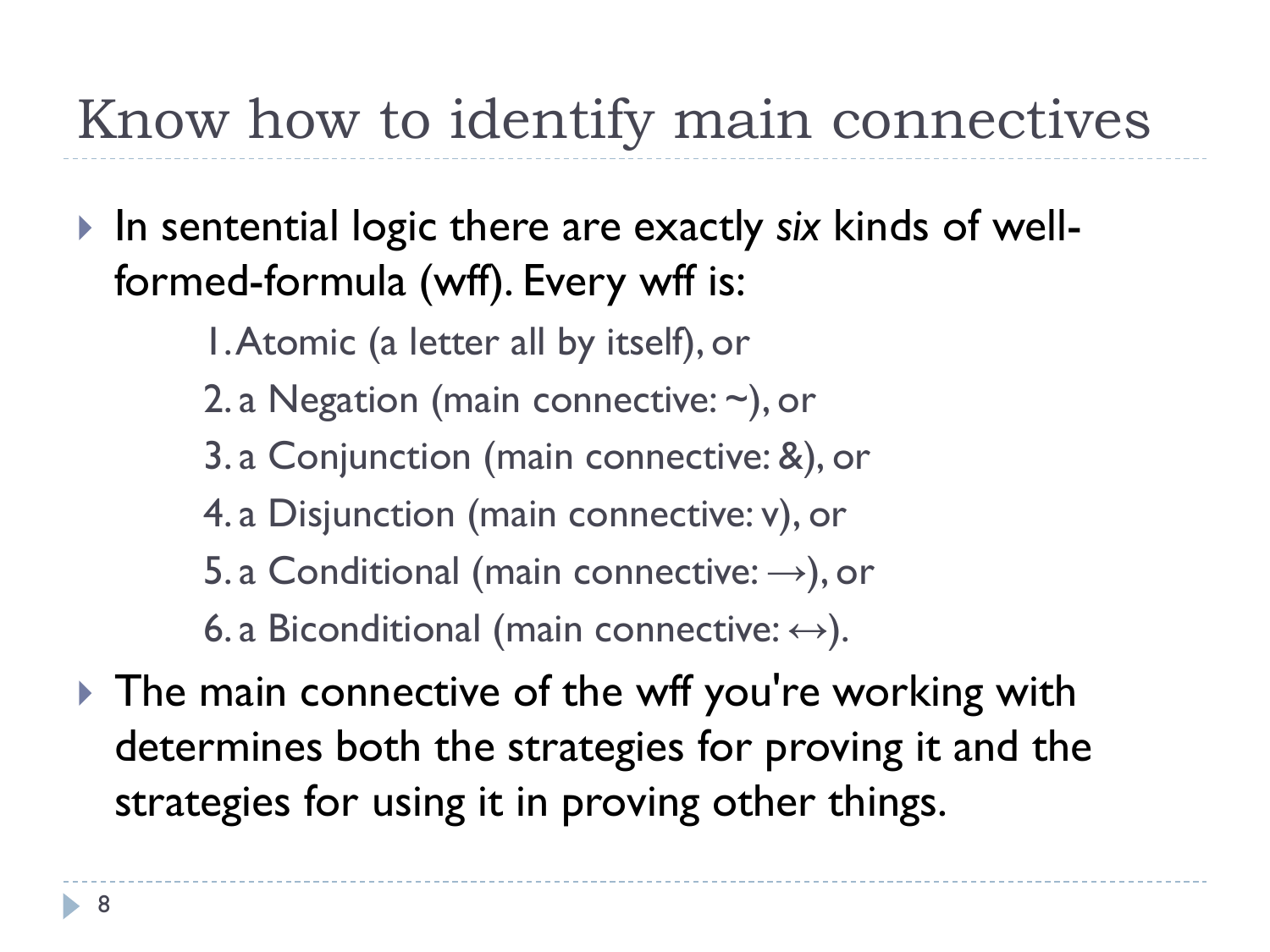# Know how to identify main connectives

- In sentential logic there are exactly *six* kinds of well-formed-formula (wff). Every wff is:
  1. Atomic (a letter all by itself), or
  2. a Negation (main connective: ~), or
  3. a Conjunction (main connective: &), or
  4. a Disjunction (main connective: v), or
  5. a Conditional (main connective: →), or
  6. a Biconditional (main connective: ↔).
- The main connective of the wff you're working with determines both the strategies for proving it and the strategies for using it in proving other things.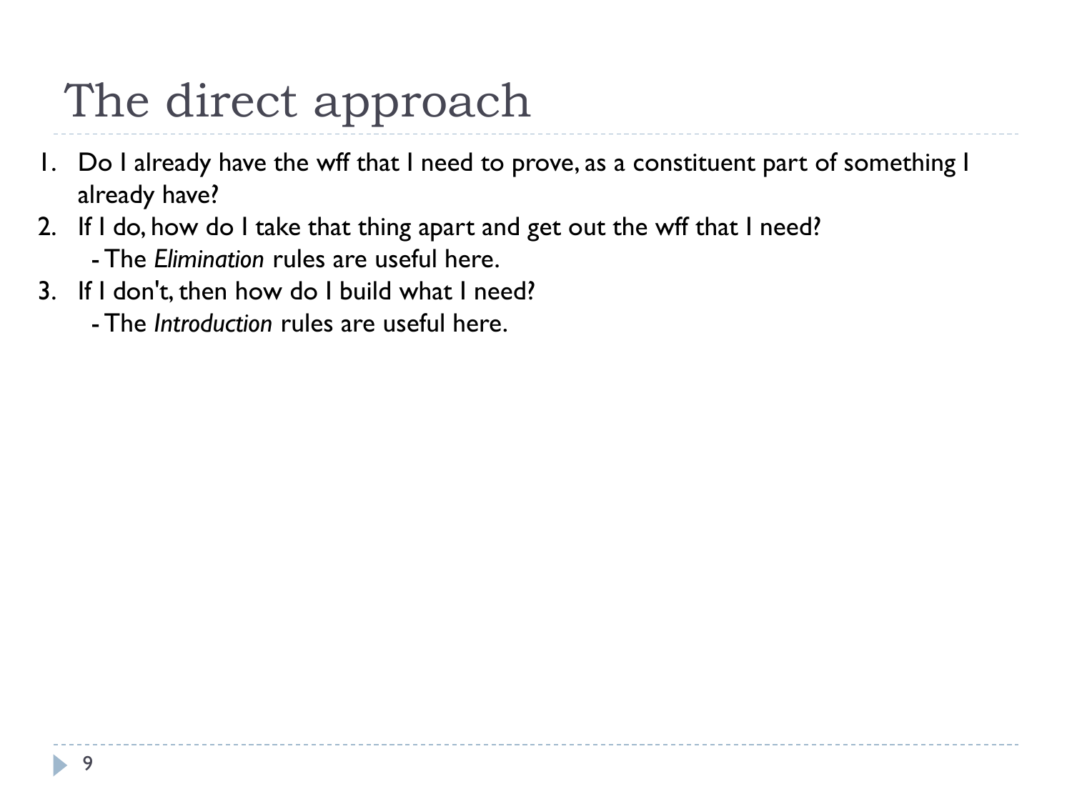# The direct approach

1. Do I already have the wff that I need to prove, as a constituent part of something I already have?
2. If I do, how do I take that thing apart and get out the wff that I need?
   - The *Elimination* rules are useful here.
3. If I don't, then how do I build what I need?
   - The *Introduction* rules are useful here.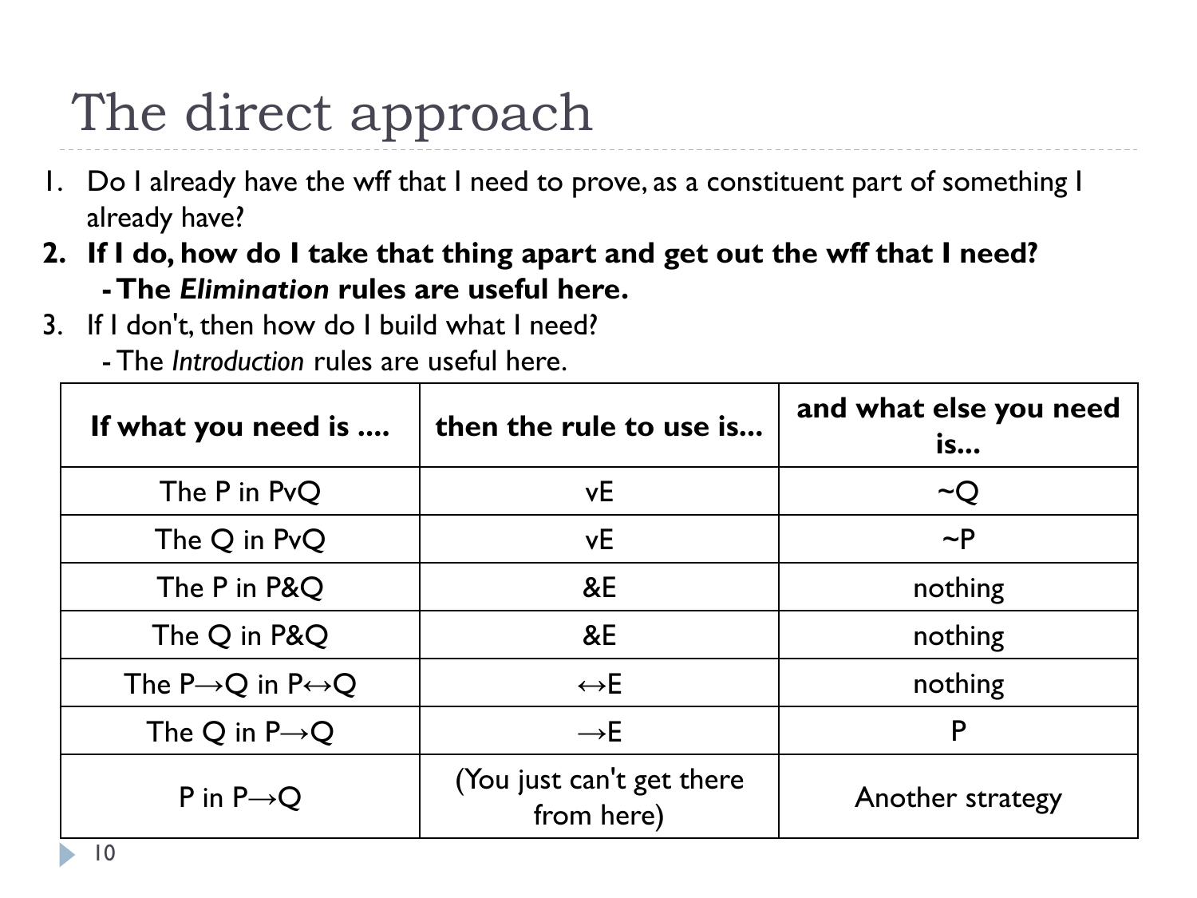# The direct approach

1. Do I already have the wff that I need to prove, as a constituent part of something I already have?
2. **If I do, how do I take that thing apart and get out the wff that I need?**
   **- The *Elimination* rules are useful here.**
3. If I don't, then how do I build what I need?
   - The *Introduction* rules are useful here.

| If what you need is .... | then the rule to use is... | and what else you need is... |
|---|---|---|
| The P in PvQ | vE | ~Q |
| The Q in PvQ | vE | ~P |
| The P in P&Q | &E | nothing |
| The Q in P&Q | &E | nothing |
| The P→Q in P↔Q | ↔E | nothing |
| The Q in P→Q | →E | P |
| P in P→Q | (You just can't get there from here) | Another strategy |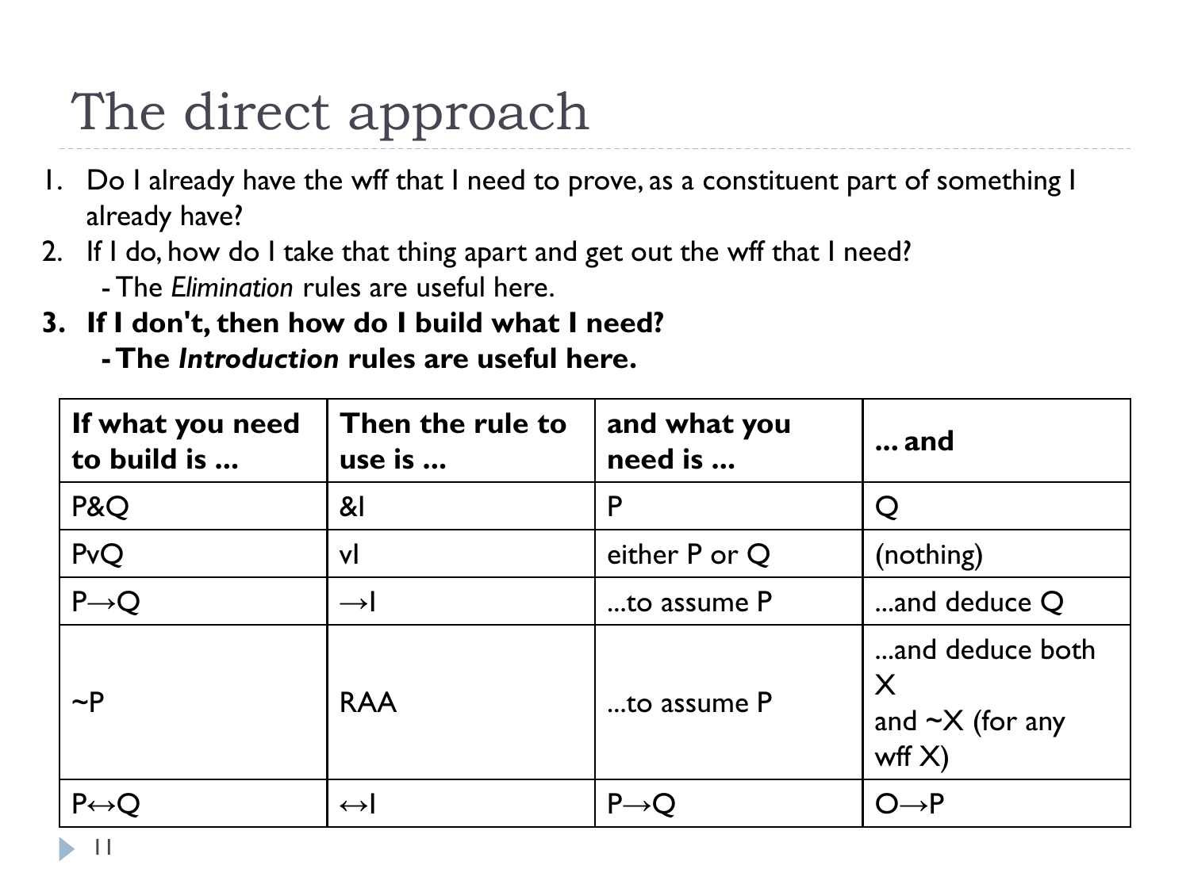# The direct approach

1. Do I already have the wff that I need to prove, as a constituent part of something I already have?
2. If I do, how do I take that thing apart and get out the wff that I need?
   - The *Elimination* rules are useful here.
3. **If I don't, then how do I build what I need?**
   - **The *Introduction* rules are useful here.**

| If what you need to build is ... | Then the rule to use is ... | and what you need is ... | ... and |
|---|---|---|---|
| P&Q | &I | P | Q |
| PvQ | vI | either P or Q | (nothing) |
| P→Q | →I | ...to assume P | ...and deduce Q |
| ~P | RAA | ...to assume P | ...and deduce both X and ~X (for any wff X) |
| P↔Q | ↔I | P→Q | Q→P |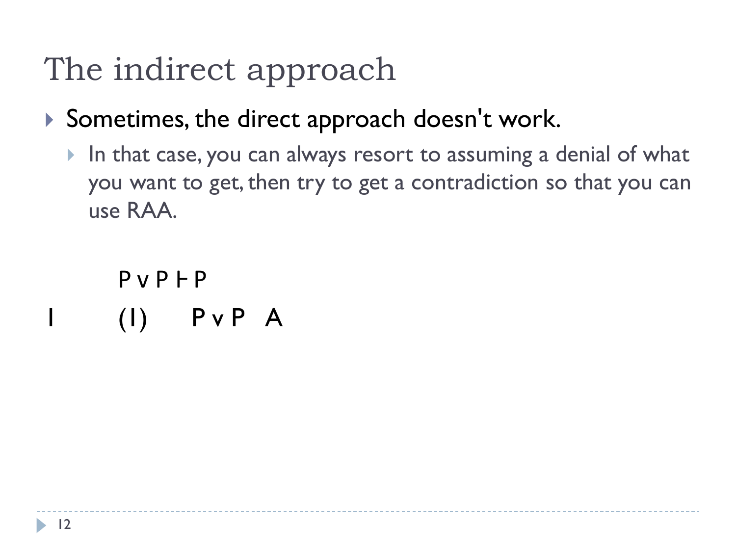# The indirect approach

- Sometimes, the direct approach doesn't work.
  - In that case, you can always resort to assuming a denial of what you want to get, then try to get a contradiction so that you can use RAA.

P v P ⊢ P

| | | | |
|---|---|---|---|
| 1 | (1) | P v P | A |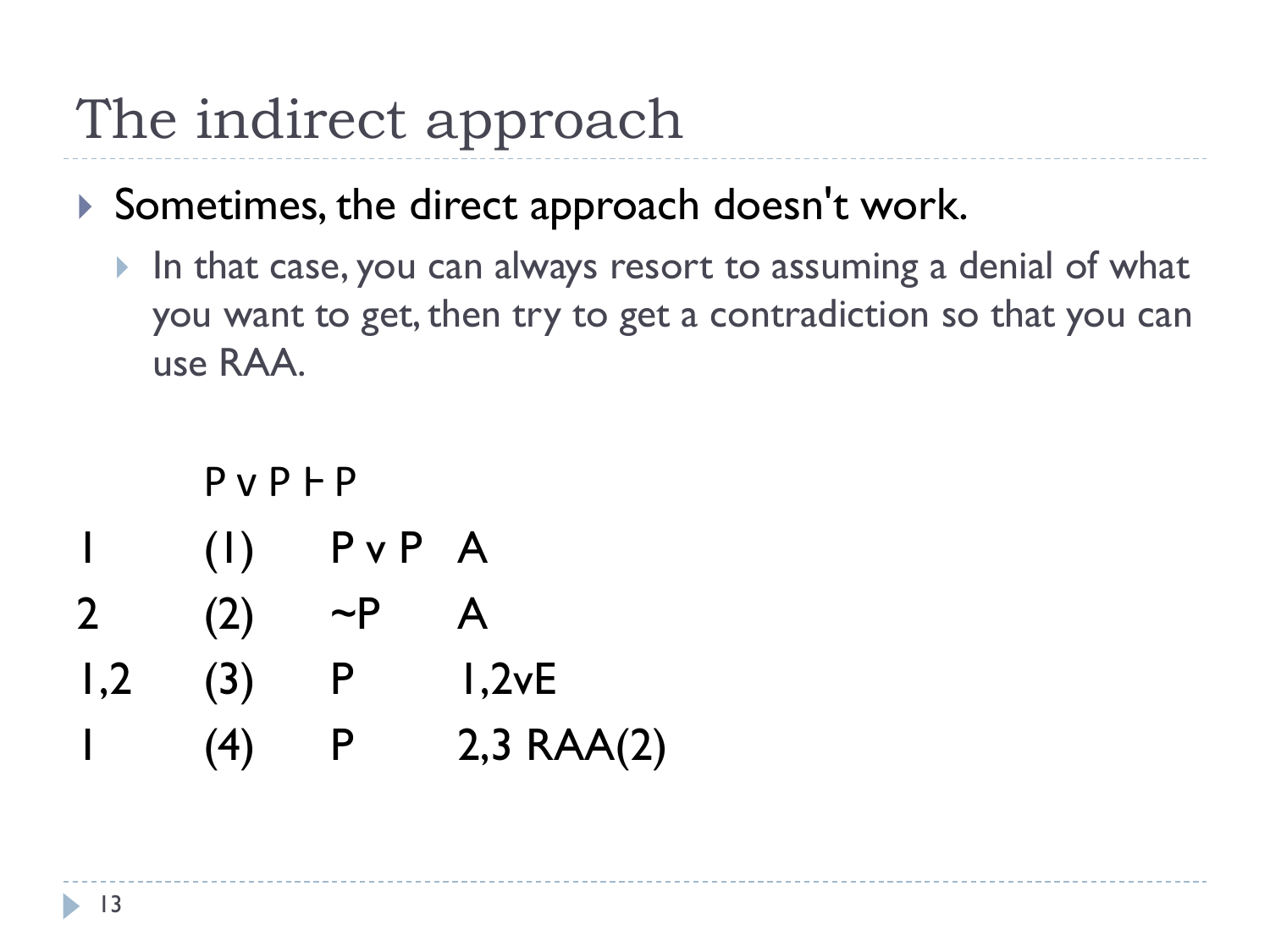# The indirect approach

- Sometimes, the direct approach doesn't work.
  - In that case, you can always resort to assuming a denial of what you want to get, then try to get a contradiction so that you can use RAA.

P v P ⊢ P

| | | | |
|---|---|---|---|
| 1 | (1) | P v P | A |
| 2 | (2) | ~P | A |
| 1,2 | (3) | P | 1,2vE |
| 1 | (4) | P | 2,3 RAA(2) |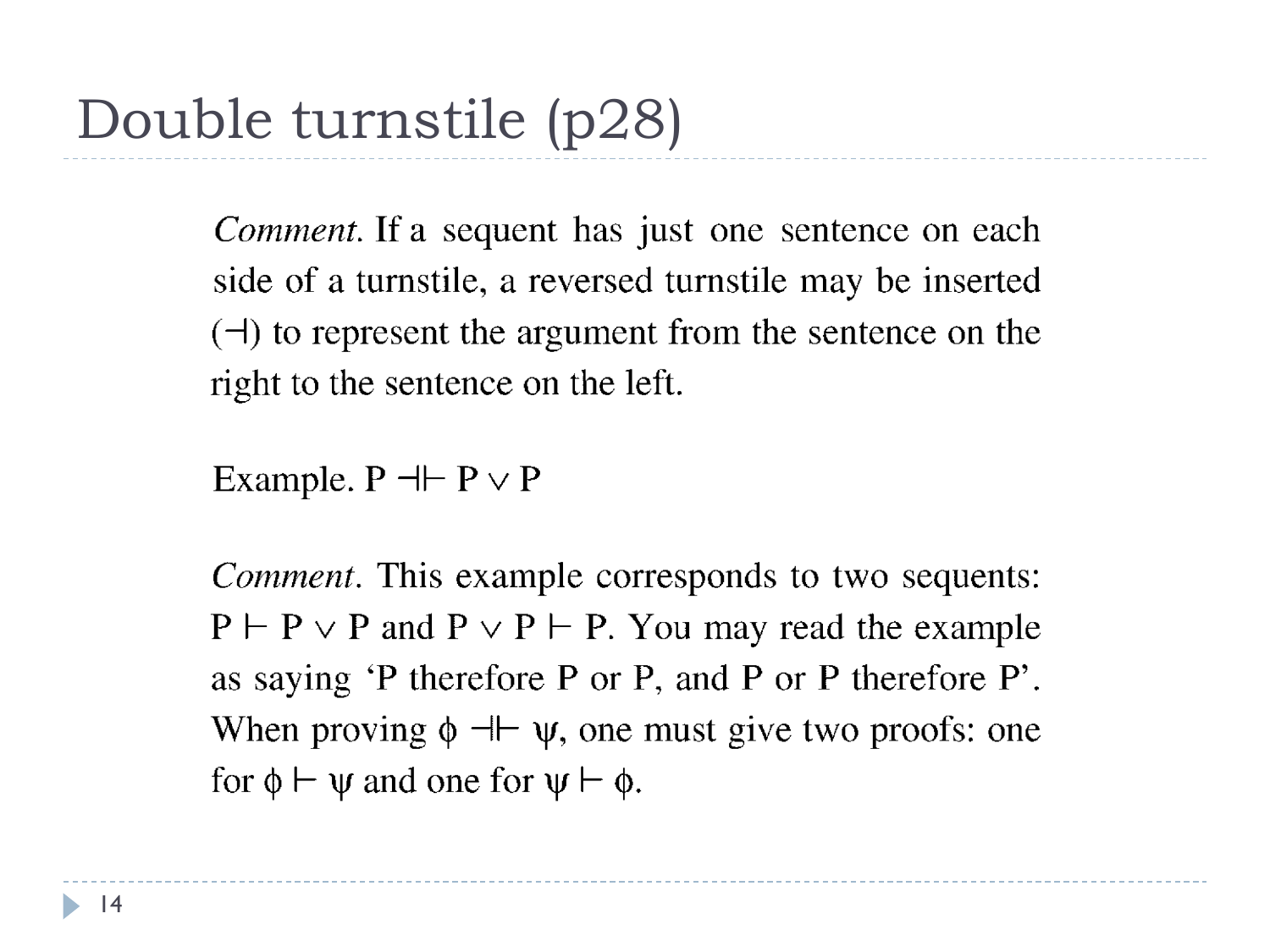# Double turnstile (p28)

*Comment.* If a sequent has just one sentence on each side of a turnstile, a reversed turnstile may be inserted ($\dashv$) to represent the argument from the sentence on the right to the sentence on the left.

Example. $P \dashv\vdash P \vee P$

*Comment.* This example corresponds to two sequents: $P \vdash P \vee P$ and $P \vee P \vdash P$. You may read the example as saying 'P therefore P or P, and P or P therefore P'. When proving $\phi \dashv\vdash \psi$, one must give two proofs: one for $\phi \vdash \psi$ and one for $\psi \vdash \phi$.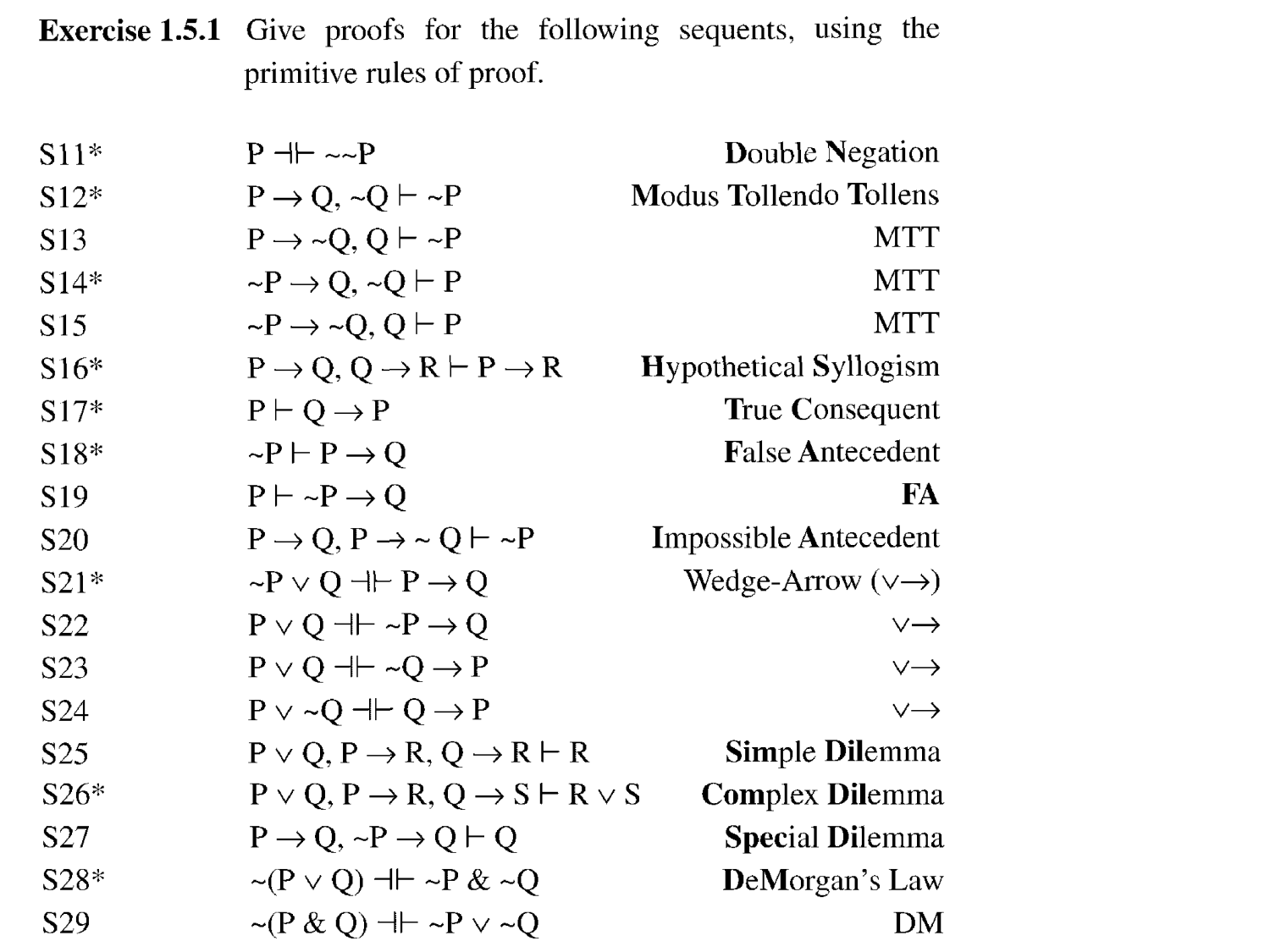**Exercise 1.5.1** Give proofs for the following sequents, using the primitive rules of proof.

| | | |
|---|---|---|
| S11* | $P \dashv\vdash \sim\sim P$ | **D**ouble **N**egation |
| S12* | $P \rightarrow Q, \sim Q \vdash \sim P$ | **M**odus **T**ollendo **T**ollens |
| S13 | $P \rightarrow \sim Q, Q \vdash \sim P$ | MTT |
| S14* | $\sim P \rightarrow Q, \sim Q \vdash P$ | MTT |
| S15 | $\sim P \rightarrow \sim Q, Q \vdash P$ | MTT |
| S16* | $P \rightarrow Q, Q \rightarrow R \vdash P \rightarrow R$ | **H**ypothetical **S**yllogism |
| S17* | $P \vdash Q \rightarrow P$ | **T**rue **C**onsequent |
| S18* | $\sim P \vdash P \rightarrow Q$ | **F**alse **A**ntecedent |
| S19 | $P \vdash \sim P \rightarrow Q$ | **FA** |
| S20 | $P \rightarrow Q, P \rightarrow \sim Q \vdash \sim P$ | **I**mpossible **A**ntecedent |
| S21* | $\sim P \vee Q \dashv\vdash P \rightarrow Q$ | Wedge-Arrow ($\vee\rightarrow$) |
| S22 | $P \vee Q \dashv\vdash \sim P \rightarrow Q$ | $\vee\rightarrow$ |
| S23 | $P \vee Q \dashv\vdash \sim Q \rightarrow P$ | $\vee\rightarrow$ |
| S24 | $P \vee \sim Q \dashv\vdash Q \rightarrow P$ | $\vee\rightarrow$ |
| S25 | $P \vee Q, P \rightarrow R, Q \rightarrow R \vdash R$ | **Simp**le **Dil**emma |
| S26* | $P \vee Q, P \rightarrow R, Q \rightarrow S \vdash R \vee S$ | **Com**plex **Dil**emma |
| S27 | $P \rightarrow Q, \sim P \rightarrow Q \vdash Q$ | **Spec**ial **Di**lemma |
| S28* | $\sim(P \vee Q) \dashv\vdash \sim P \;\&\; \sim Q$ | **DeM**organ's Law |
| S29 | $\sim(P \;\&\; Q) \dashv\vdash \sim P \vee \sim Q$ | DM |